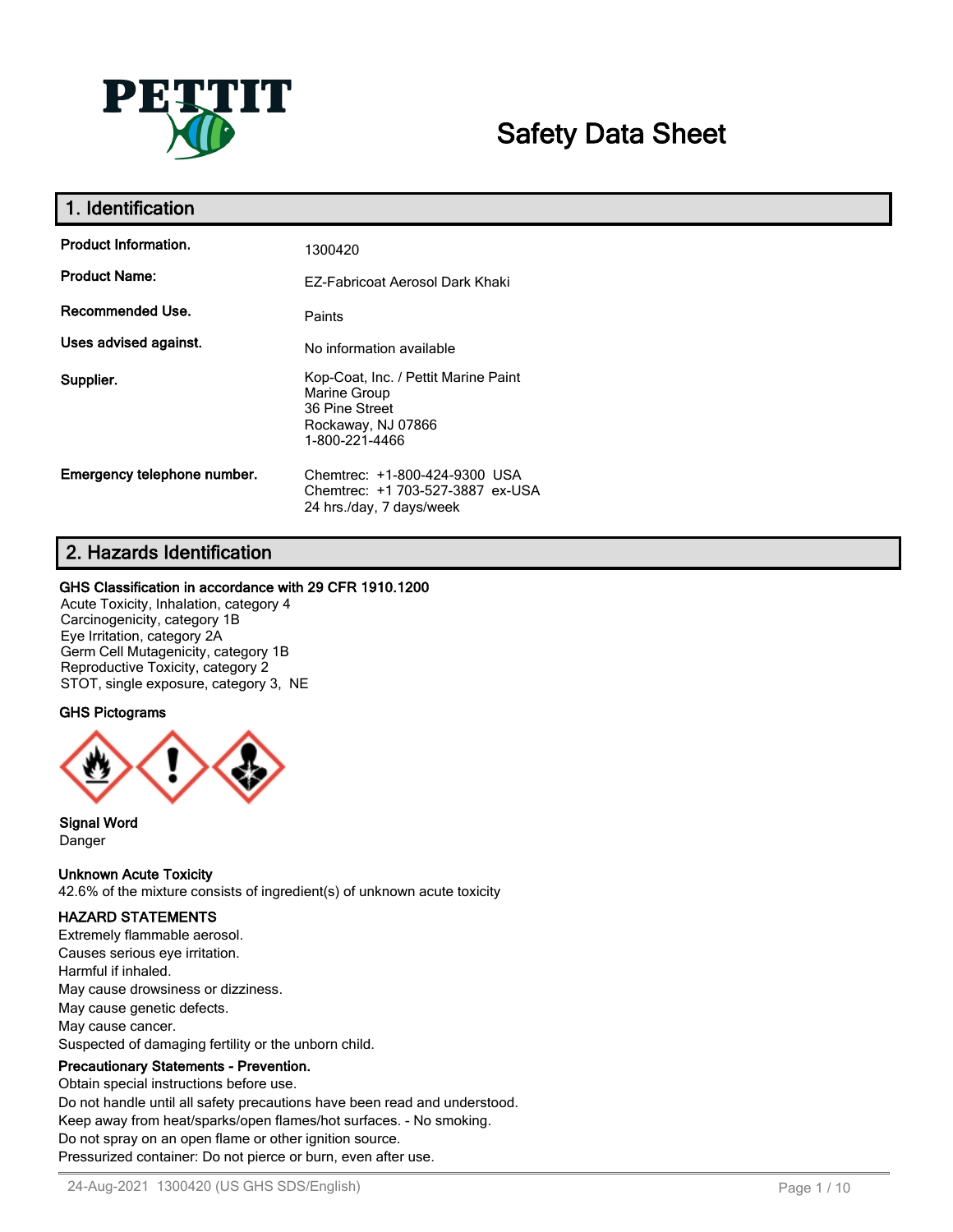# Safety Data Sheet

## 1. Identification

| | |
|---|---|
| **Product Information.** | 1300420 |
| **Product Name:** | EZ-Fabricoat Aerosol Dark Khaki |
| **Recommended Use.** | Paints |
| **Uses advised against.** | No information available |
| **Supplier.** | Kop-Coat, Inc. / Pettit Marine Paint<br>Marine Group<br>36 Pine Street<br>Rockaway, NJ 07866<br>1-800-221-4466 |
| **Emergency telephone number.** | Chemtrec: +1-800-424-9300 USA<br>Chemtrec: +1 703-527-3887 ex-USA<br>24 hrs./day, 7 days/week |

## 2. Hazards Identification

**GHS Classification in accordance with 29 CFR 1910.1200**

Acute Toxicity, Inhalation, category 4
Carcinogenicity, category 1B
Eye Irritation, category 2A
Germ Cell Mutagenicity, category 1B
Reproductive Toxicity, category 2
STOT, single exposure, category 3, NE

**GHS Pictograms**

**Signal Word**

Danger

**Unknown Acute Toxicity**

42.6% of the mixture consists of ingredient(s) of unknown acute toxicity

**HAZARD STATEMENTS**

Extremely flammable aerosol.
Causes serious eye irritation.
Harmful if inhaled.
May cause drowsiness or dizziness.
May cause genetic defects.
May cause cancer.
Suspected of damaging fertility or the unborn child.

**Precautionary Statements - Prevention.**

Obtain special instructions before use.
Do not handle until all safety precautions have been read and understood.
Keep away from heat/sparks/open flames/hot surfaces. - No smoking.
Do not spray on an open flame or other ignition source.
Pressurized container: Do not pierce or burn, even after use.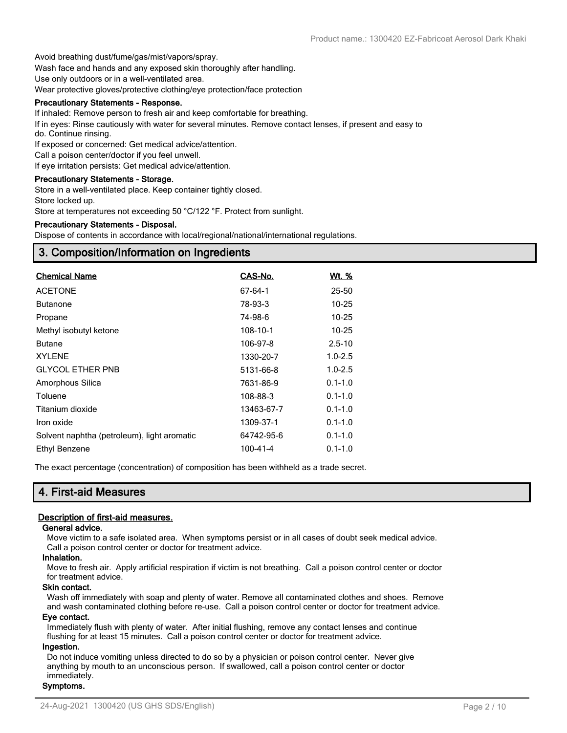Avoid breathing dust/fume/gas/mist/vapors/spray.

Wash face and hands and any exposed skin thoroughly after handling.

Use only outdoors or in a well-ventilated area.

Wear protective gloves/protective clothing/eye protection/face protection

**Precautionary Statements - Response.**

If inhaled: Remove person to fresh air and keep comfortable for breathing.

If in eyes: Rinse cautiously with water for several minutes. Remove contact lenses, if present and easy to do. Continue rinsing.

If exposed or concerned: Get medical advice/attention.

Call a poison center/doctor if you feel unwell.

If eye irritation persists: Get medical advice/attention.

**Precautionary Statements - Storage.**

Store in a well-ventilated place. Keep container tightly closed.

Store locked up.

Store at temperatures not exceeding 50 °C/122 °F. Protect from sunlight.

**Precautionary Statements - Disposal.**

Dispose of contents in accordance with local/regional/national/international regulations.

## 3. Composition/Information on Ingredients

| Chemical Name | CAS-No. | Wt. % |
|---|---|---|
| ACETONE | 67-64-1 | 25-50 |
| Butanone | 78-93-3 | 10-25 |
| Propane | 74-98-6 | 10-25 |
| Methyl isobutyl ketone | 108-10-1 | 10-25 |
| Butane | 106-97-8 | 2.5-10 |
| XYLENE | 1330-20-7 | 1.0-2.5 |
| GLYCOL ETHER PNB | 5131-66-8 | 1.0-2.5 |
| Amorphous Silica | 7631-86-9 | 0.1-1.0 |
| Toluene | 108-88-3 | 0.1-1.0 |
| Titanium dioxide | 13463-67-7 | 0.1-1.0 |
| Iron oxide | 1309-37-1 | 0.1-1.0 |
| Solvent naphtha (petroleum), light aromatic | 64742-95-6 | 0.1-1.0 |
| Ethyl Benzene | 100-41-4 | 0.1-1.0 |

The exact percentage (concentration) of composition has been withheld as a trade secret.

## 4. First-aid Measures

**Description of first-aid measures.**

**General advice.**

Move victim to a safe isolated area. When symptoms persist or in all cases of doubt seek medical advice. Call a poison control center or doctor for treatment advice.

**Inhalation.**

Move to fresh air. Apply artificial respiration if victim is not breathing. Call a poison control center or doctor for treatment advice.

**Skin contact.**

Wash off immediately with soap and plenty of water. Remove all contaminated clothes and shoes. Remove and wash contaminated clothing before re-use. Call a poison control center or doctor for treatment advice.

**Eye contact.**

Immediately flush with plenty of water. After initial flushing, remove any contact lenses and continue flushing for at least 15 minutes. Call a poison control center or doctor for treatment advice.

**Ingestion.**

Do not induce vomiting unless directed to do so by a physician or poison control center. Never give anything by mouth to an unconscious person. If swallowed, call a poison control center or doctor immediately.

**Symptoms.**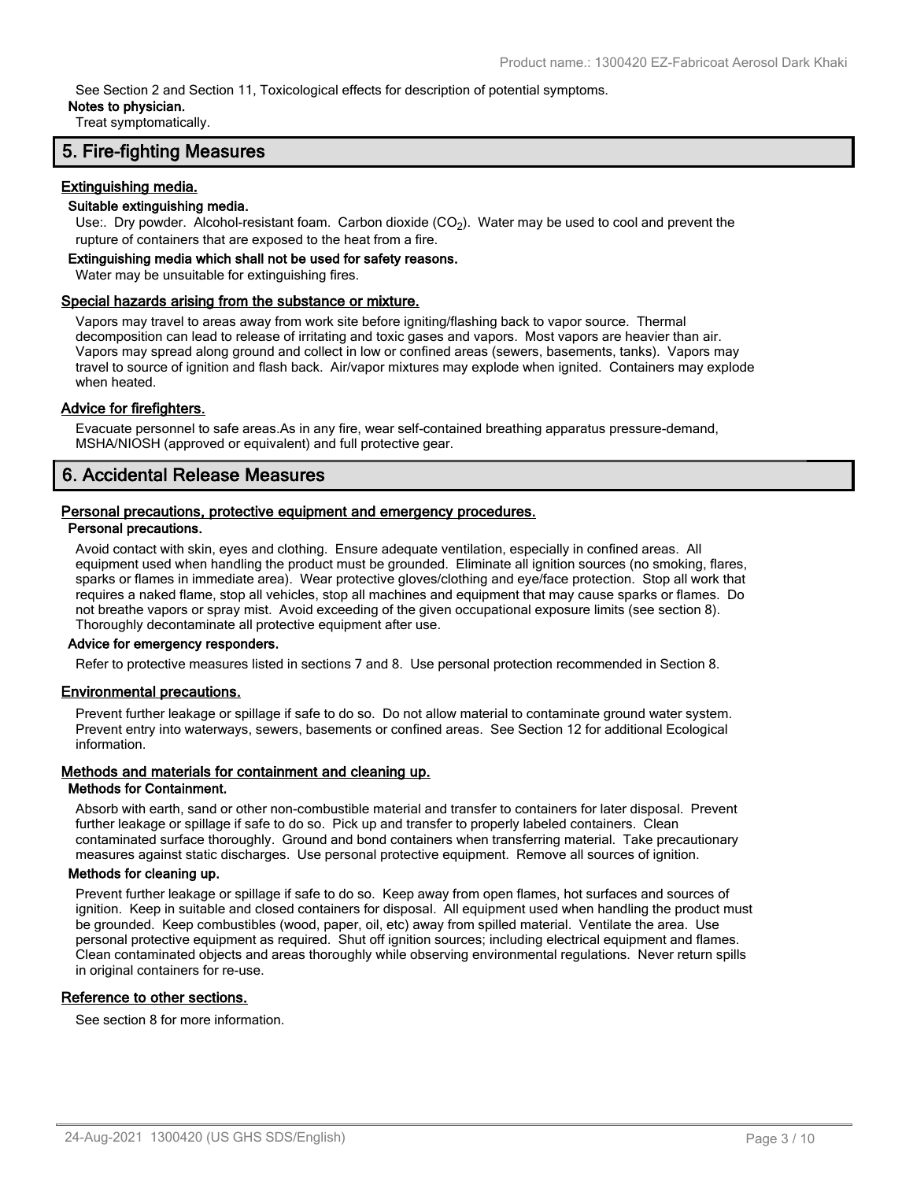See Section 2 and Section 11, Toxicological effects for description of potential symptoms.

**Notes to physician.**

Treat symptomatically.

## 5. Fire-fighting Measures

### Extinguishing media.

**Suitable extinguishing media.**

Use:. Dry powder. Alcohol-resistant foam. Carbon dioxide ($CO_2$). Water may be used to cool and prevent the rupture of containers that are exposed to the heat from a fire.

**Extinguishing media which shall not be used for safety reasons.**

Water may be unsuitable for extinguishing fires.

### Special hazards arising from the substance or mixture.

Vapors may travel to areas away from work site before igniting/flashing back to vapor source. Thermal decomposition can lead to release of irritating and toxic gases and vapors. Most vapors are heavier than air. Vapors may spread along ground and collect in low or confined areas (sewers, basements, tanks). Vapors may travel to source of ignition and flash back. Air/vapor mixtures may explode when ignited. Containers may explode when heated.

### Advice for firefighters.

Evacuate personnel to safe areas.As in any fire, wear self-contained breathing apparatus pressure-demand, MSHA/NIOSH (approved or equivalent) and full protective gear.

## 6. Accidental Release Measures

### Personal precautions, protective equipment and emergency procedures.

**Personal precautions.**

Avoid contact with skin, eyes and clothing. Ensure adequate ventilation, especially in confined areas. All equipment used when handling the product must be grounded. Eliminate all ignition sources (no smoking, flares, sparks or flames in immediate area). Wear protective gloves/clothing and eye/face protection. Stop all work that requires a naked flame, stop all vehicles, stop all machines and equipment that may cause sparks or flames. Do not breathe vapors or spray mist. Avoid exceeding of the given occupational exposure limits (see section 8). Thoroughly decontaminate all protective equipment after use.

**Advice for emergency responders.**

Refer to protective measures listed in sections 7 and 8. Use personal protection recommended in Section 8.

### Environmental precautions.

Prevent further leakage or spillage if safe to do so. Do not allow material to contaminate ground water system. Prevent entry into waterways, sewers, basements or confined areas. See Section 12 for additional Ecological information.

### Methods and materials for containment and cleaning up.

**Methods for Containment.**

Absorb with earth, sand or other non-combustible material and transfer to containers for later disposal. Prevent further leakage or spillage if safe to do so. Pick up and transfer to properly labeled containers. Clean contaminated surface thoroughly. Ground and bond containers when transferring material. Take precautionary measures against static discharges. Use personal protective equipment. Remove all sources of ignition.

**Methods for cleaning up.**

Prevent further leakage or spillage if safe to do so. Keep away from open flames, hot surfaces and sources of ignition. Keep in suitable and closed containers for disposal. All equipment used when handling the product must be grounded. Keep combustibles (wood, paper, oil, etc) away from spilled material. Ventilate the area. Use personal protective equipment as required. Shut off ignition sources; including electrical equipment and flames. Clean contaminated objects and areas thoroughly while observing environmental regulations. Never return spills in original containers for re-use.

### Reference to other sections.

See section 8 for more information.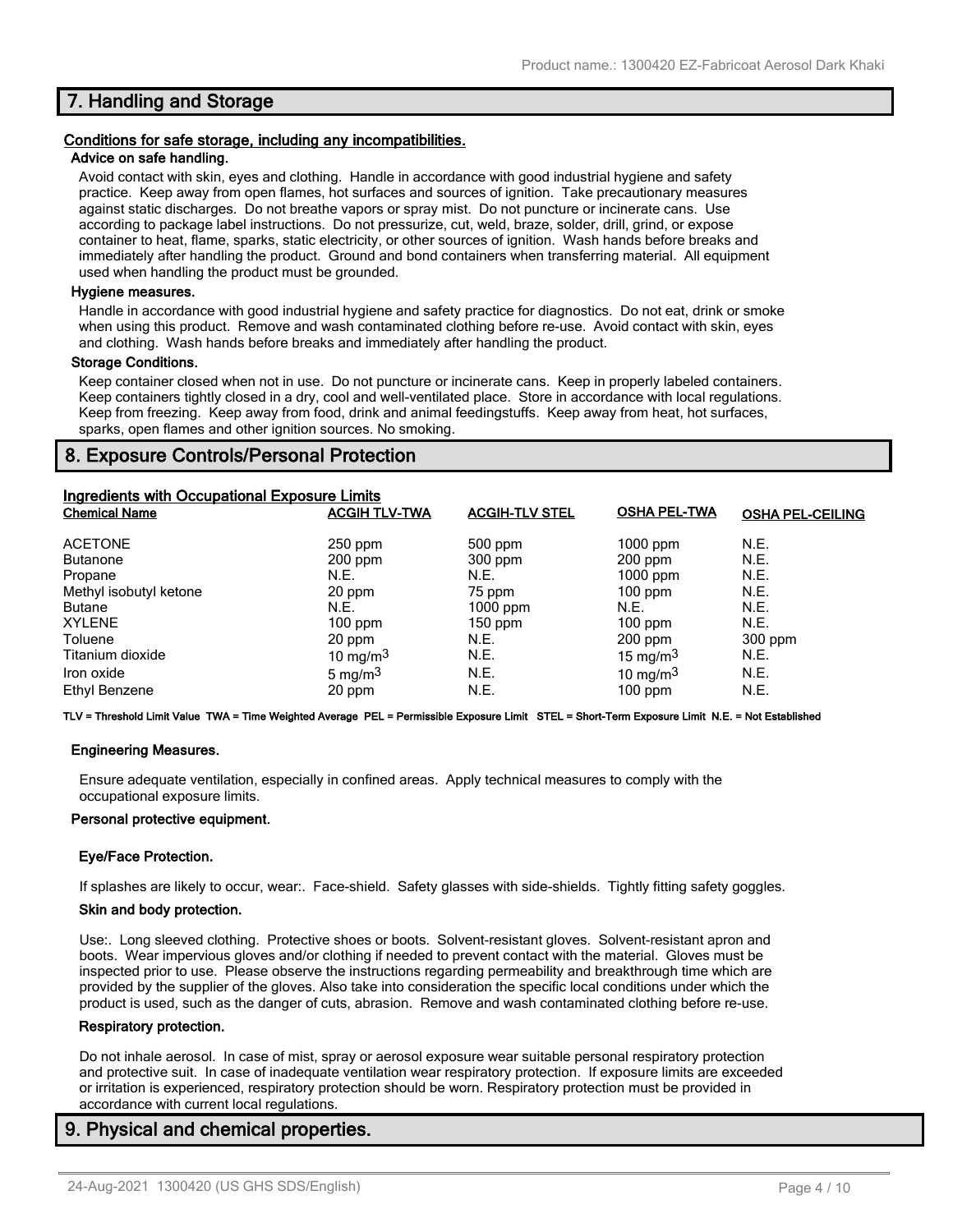## 7. Handling and Storage

**Conditions for safe storage, including any incompatibilities.**

**Advice on safe handling.**

Avoid contact with skin, eyes and clothing. Handle in accordance with good industrial hygiene and safety practice. Keep away from open flames, hot surfaces and sources of ignition. Take precautionary measures against static discharges. Do not breathe vapors or spray mist. Do not puncture or incinerate cans. Use according to package label instructions. Do not pressurize, cut, weld, braze, solder, drill, grind, or expose container to heat, flame, sparks, static electricity, or other sources of ignition. Wash hands before breaks and immediately after handling the product. Ground and bond containers when transferring material. All equipment used when handling the product must be grounded.

**Hygiene measures.**

Handle in accordance with good industrial hygiene and safety practice for diagnostics. Do not eat, drink or smoke when using this product. Remove and wash contaminated clothing before re-use. Avoid contact with skin, eyes and clothing. Wash hands before breaks and immediately after handling the product.

**Storage Conditions.**

Keep container closed when not in use. Do not puncture or incinerate cans. Keep in properly labeled containers. Keep containers tightly closed in a dry, cool and well-ventilated place. Store in accordance with local regulations. Keep from freezing. Keep away from food, drink and animal feedingstuffs. Keep away from heat, hot surfaces, sparks, open flames and other ignition sources. No smoking.

## 8. Exposure Controls/Personal Protection

**Ingredients with Occupational Exposure Limits**

| Chemical Name | ACGIH TLV-TWA | ACGIH-TLV STEL | OSHA PEL-TWA | OSHA PEL-CEILING |
|---|---|---|---|---|
| ACETONE | 250 ppm | 500 ppm | 1000 ppm | N.E. |
| Butanone | 200 ppm | 300 ppm | 200 ppm | N.E. |
| Propane | N.E. | N.E. | 1000 ppm | N.E. |
| Methyl isobutyl ketone | 20 ppm | 75 ppm | 100 ppm | N.E. |
| Butane | N.E. | 1000 ppm | N.E. | N.E. |
| XYLENE | 100 ppm | 150 ppm | 100 ppm | N.E. |
| Toluene | 20 ppm | N.E. | 200 ppm | 300 ppm |
| Titanium dioxide | 10 mg/m$^3$ | N.E. | 15 mg/m$^3$ | N.E. |
| Iron oxide | 5 mg/m$^3$ | N.E. | 10 mg/m$^3$ | N.E. |
| Ethyl Benzene | 20 ppm | N.E. | 100 ppm | N.E. |

**TLV = Threshold Limit Value TWA = Time Weighted Average PEL = Permissible Exposure Limit STEL = Short-Term Exposure Limit N.E. = Not Established**

**Engineering Measures.**

Ensure adequate ventilation, especially in confined areas. Apply technical measures to comply with the occupational exposure limits.

**Personal protective equipment.**

**Eye/Face Protection.**

If splashes are likely to occur, wear:. Face-shield. Safety glasses with side-shields. Tightly fitting safety goggles.

**Skin and body protection.**

Use:. Long sleeved clothing. Protective shoes or boots. Solvent-resistant gloves. Solvent-resistant apron and boots. Wear impervious gloves and/or clothing if needed to prevent contact with the material. Gloves must be inspected prior to use. Please observe the instructions regarding permeability and breakthrough time which are provided by the supplier of the gloves. Also take into consideration the specific local conditions under which the product is used, such as the danger of cuts, abrasion. Remove and wash contaminated clothing before re-use.

**Respiratory protection.**

Do not inhale aerosol. In case of mist, spray or aerosol exposure wear suitable personal respiratory protection and protective suit. In case of inadequate ventilation wear respiratory protection. If exposure limits are exceeded or irritation is experienced, respiratory protection should be worn. Respiratory protection must be provided in accordance with current local regulations.

## 9. Physical and chemical properties.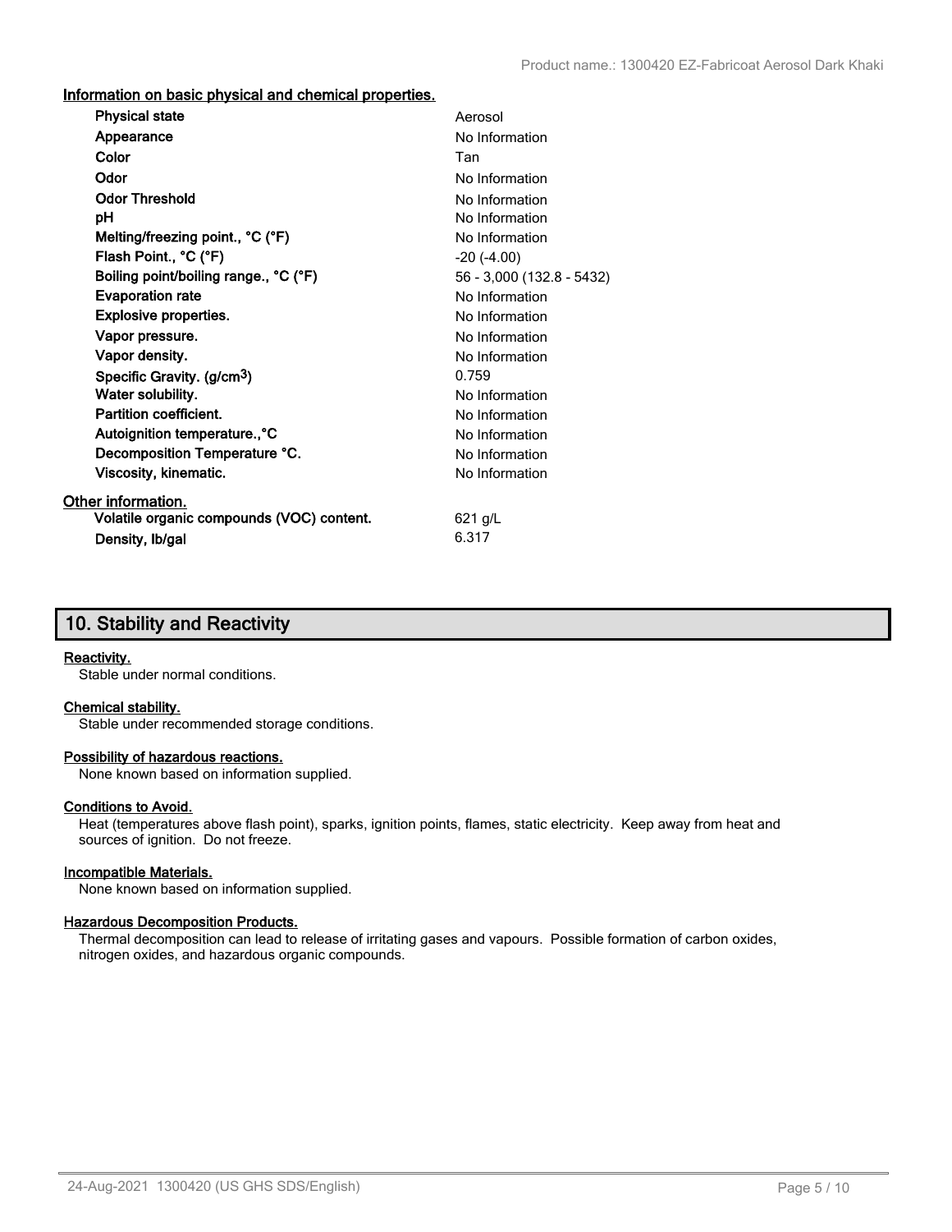### Information on basic physical and chemical properties.

| Property | Value |
| --- | --- |
| **Physical state** | Aerosol |
| **Appearance** | No Information |
| **Color** | Tan |
| **Odor** | No Information |
| **Odor Threshold** | No Information |
| **pH** | No Information |
| **Melting/freezing point., °C (°F)** | No Information |
| **Flash Point., °C (°F)** | -20 (-4.00) |
| **Boiling point/boiling range., °C (°F)** | 56 - 3,000 (132.8 - 5432) |
| **Evaporation rate** | No Information |
| **Explosive properties.** | No Information |
| **Vapor pressure.** | No Information |
| **Vapor density.** | No Information |
| **Specific Gravity. (g/cm$^3$)** | 0.759 |
| **Water solubility.** | No Information |
| **Partition coefficient.** | No Information |
| **Autoignition temperature., °C** | No Information |
| **Decomposition Temperature °C.** | No Information |
| **Viscosity, kinematic.** | No Information |

### Other information.

| Property | Value |
| --- | --- |
| **Volatile organic compounds (VOC) content.** | 621 g/L |
| **Density, lb/gal** | 6.317 |

## 10. Stability and Reactivity

**Reactivity.**

Stable under normal conditions.

**Chemical stability.**

Stable under recommended storage conditions.

**Possibility of hazardous reactions.**

None known based on information supplied.

**Conditions to Avoid.**

Heat (temperatures above flash point), sparks, ignition points, flames, static electricity. Keep away from heat and sources of ignition. Do not freeze.

**Incompatible Materials.**

None known based on information supplied.

**Hazardous Decomposition Products.**

Thermal decomposition can lead to release of irritating gases and vapours. Possible formation of carbon oxides, nitrogen oxides, and hazardous organic compounds.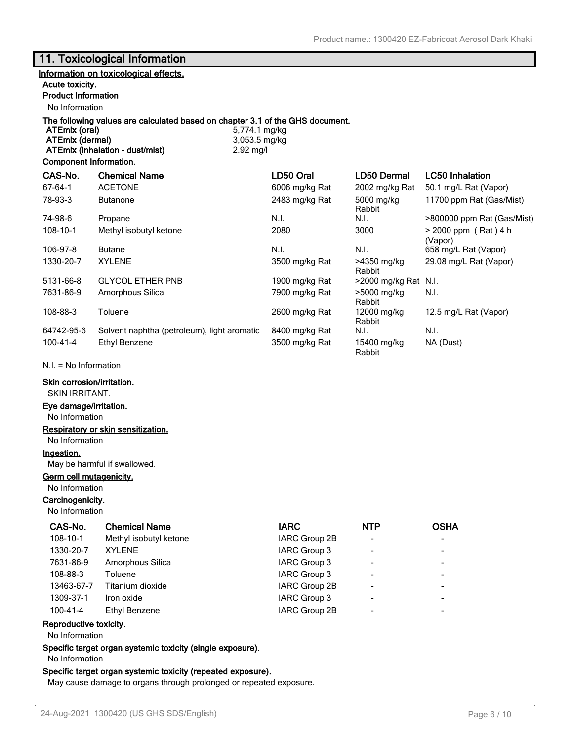## 11. Toxicological Information

**Information on toxicological effects.**

**Acute toxicity.**

**Product Information**

No Information

**The following values are calculated based on chapter 3.1 of the GHS document.**

| | |
|---|---|
| **ATEmix (oral)** | 5,774.1 mg/kg |
| **ATEmix (dermal)** | 3,053.5 mg/kg |
| **ATEmix (inhalation - dust/mist)** | 2.92 mg/l |

**Component Information.**

| CAS-No. | Chemical Name | LD50 Oral | LD50 Dermal | LC50 Inhalation |
|---|---|---|---|---|
| 67-64-1 | ACETONE | 6006 mg/kg Rat | 2002 mg/kg Rat | 50.1 mg/L Rat (Vapor) |
| 78-93-3 | Butanone | 2483 mg/kg Rat | 5000 mg/kg Rabbit | 11700 ppm Rat (Gas/Mist) |
| 74-98-6 | Propane | N.I. | N.I. | >800000 ppm Rat (Gas/Mist) |
| 108-10-1 | Methyl isobutyl ketone | 2080 | 3000 | > 2000 ppm ( Rat ) 4 h (Vapor) |
| 106-97-8 | Butane | N.I. | N.I. | 658 mg/L Rat (Vapor) |
| 1330-20-7 | XYLENE | 3500 mg/kg Rat | >4350 mg/kg Rabbit | 29.08 mg/L Rat (Vapor) |
| 5131-66-8 | GLYCOL ETHER PNB | 1900 mg/kg Rat | >2000 mg/kg Rat | N.I. |
| 7631-86-9 | Amorphous Silica | 7900 mg/kg Rat | >5000 mg/kg Rabbit | N.I. |
| 108-88-3 | Toluene | 2600 mg/kg Rat | 12000 mg/kg Rabbit | 12.5 mg/L Rat (Vapor) |
| 64742-95-6 | Solvent naphtha (petroleum), light aromatic | 8400 mg/kg Rat | N.I. | N.I. |
| 100-41-4 | Ethyl Benzene | 3500 mg/kg Rat | 15400 mg/kg Rabbit | NA (Dust) |

N.I. = No Information

**Skin corrosion/irritation.**

SKIN IRRITANT.

**Eye damage/irritation.**

No Information

**Respiratory or skin sensitization.**

No Information

**Ingestion.**

May be harmful if swallowed.

**Germ cell mutagenicity.**

No Information

**Carcinogenicity.**

No Information

| CAS-No. | Chemical Name | IARC | NTP | OSHA |
|---|---|---|---|---|
| 108-10-1 | Methyl isobutyl ketone | IARC Group 2B | - | - |
| 1330-20-7 | XYLENE | IARC Group 3 | - | - |
| 7631-86-9 | Amorphous Silica | IARC Group 3 | - | - |
| 108-88-3 | Toluene | IARC Group 3 | - | - |
| 13463-67-7 | Titanium dioxide | IARC Group 2B | - | - |
| 1309-37-1 | Iron oxide | IARC Group 3 | - | - |
| 100-41-4 | Ethyl Benzene | IARC Group 2B | - | - |

**Reproductive toxicity.**

No Information

**Specific target organ systemic toxicity (single exposure).**

No Information

**Specific target organ systemic toxicity (repeated exposure).**

May cause damage to organs through prolonged or repeated exposure.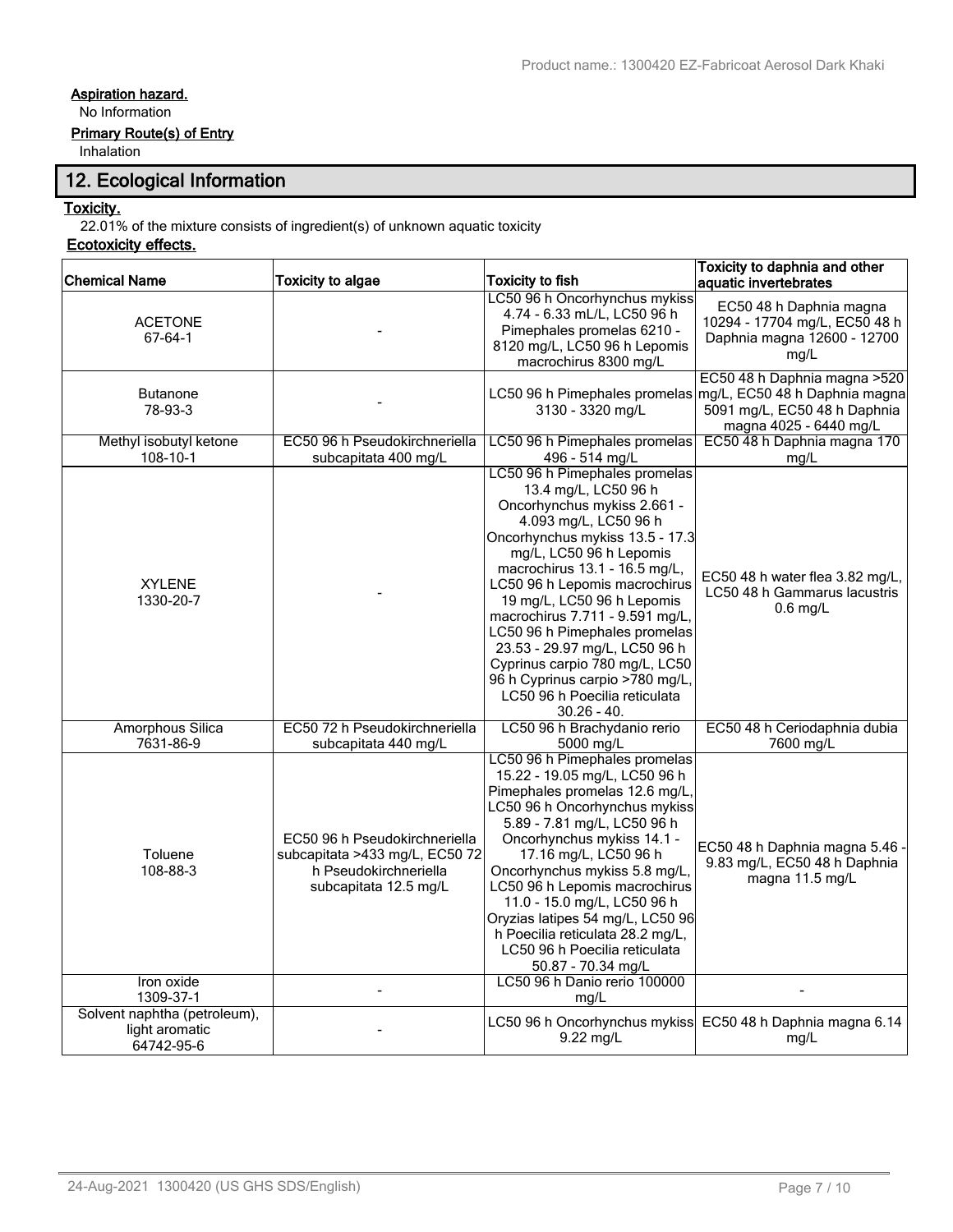**Aspiration hazard.**

No Information

**Primary Route(s) of Entry**

Inhalation

## 12. Ecological Information

**Toxicity.**

22.01% of the mixture consists of ingredient(s) of unknown aquatic toxicity

**Ecotoxicity effects.**

| Chemical Name | Toxicity to algae | Toxicity to fish | Toxicity to daphnia and other aquatic invertebrates |
|---|---|---|---|
| ACETONE 67-64-1 | - | LC50 96 h Oncorhynchus mykiss 4.74 - 6.33 mL/L, LC50 96 h Pimephales promelas 6210 - 8120 mg/L, LC50 96 h Lepomis macrochirus 8300 mg/L | EC50 48 h Daphnia magna 10294 - 17704 mg/L, EC50 48 h Daphnia magna 12600 - 12700 mg/L |
| Butanone 78-93-3 | - | LC50 96 h Pimephales promelas 3130 - 3320 mg/L | EC50 48 h Daphnia magna >520 mg/L, EC50 48 h Daphnia magna 5091 mg/L, EC50 48 h Daphnia magna 4025 - 6440 mg/L |
| Methyl isobutyl ketone 108-10-1 | EC50 96 h Pseudokirchneriella subcapitata 400 mg/L | LC50 96 h Pimephales promelas 496 - 514 mg/L | EC50 48 h Daphnia magna 170 mg/L |
| XYLENE 1330-20-7 | - | LC50 96 h Pimephales promelas 13.4 mg/L, LC50 96 h Oncorhynchus mykiss 2.661 - 4.093 mg/L, LC50 96 h Oncorhynchus mykiss 13.5 - 17.3 mg/L, LC50 96 h Lepomis macrochirus 13.1 - 16.5 mg/L, LC50 96 h Lepomis macrochirus 19 mg/L, LC50 96 h Lepomis macrochirus 7.711 - 9.591 mg/L, LC50 96 h Pimephales promelas 23.53 - 29.97 mg/L, LC50 96 h Cyprinus carpio 780 mg/L, LC50 96 h Cyprinus carpio >780 mg/L, LC50 96 h Poecilia reticulata 30.26 - 40. | EC50 48 h water flea 3.82 mg/L, LC50 48 h Gammarus lacustris 0.6 mg/L |
| Amorphous Silica 7631-86-9 | EC50 72 h Pseudokirchneriella subcapitata 440 mg/L | LC50 96 h Brachydanio rerio 5000 mg/L | EC50 48 h Ceriodaphnia dubia 7600 mg/L |
| Toluene 108-88-3 | EC50 96 h Pseudokirchneriella subcapitata >433 mg/L, EC50 72 h Pseudokirchneriella subcapitata 12.5 mg/L | LC50 96 h Pimephales promelas 15.22 - 19.05 mg/L, LC50 96 h Pimephales promelas 12.6 mg/L, LC50 96 h Oncorhynchus mykiss 5.89 - 7.81 mg/L, LC50 96 h Oncorhynchus mykiss 14.1 - 17.16 mg/L, LC50 96 h Oncorhynchus mykiss 5.8 mg/L, LC50 96 h Lepomis macrochirus 11.0 - 15.0 mg/L, LC50 96 h Oryzias latipes 54 mg/L, LC50 96 h Poecilia reticulata 28.2 mg/L, LC50 96 h Poecilia reticulata 50.87 - 70.34 mg/L | EC50 48 h Daphnia magna 5.46 - 9.83 mg/L, EC50 48 h Daphnia magna 11.5 mg/L |
| Iron oxide 1309-37-1 | - | LC50 96 h Danio rerio 100000 mg/L | - |
| Solvent naphtha (petroleum), light aromatic 64742-95-6 | - | LC50 96 h Oncorhynchus mykiss 9.22 mg/L | EC50 48 h Daphnia magna 6.14 mg/L |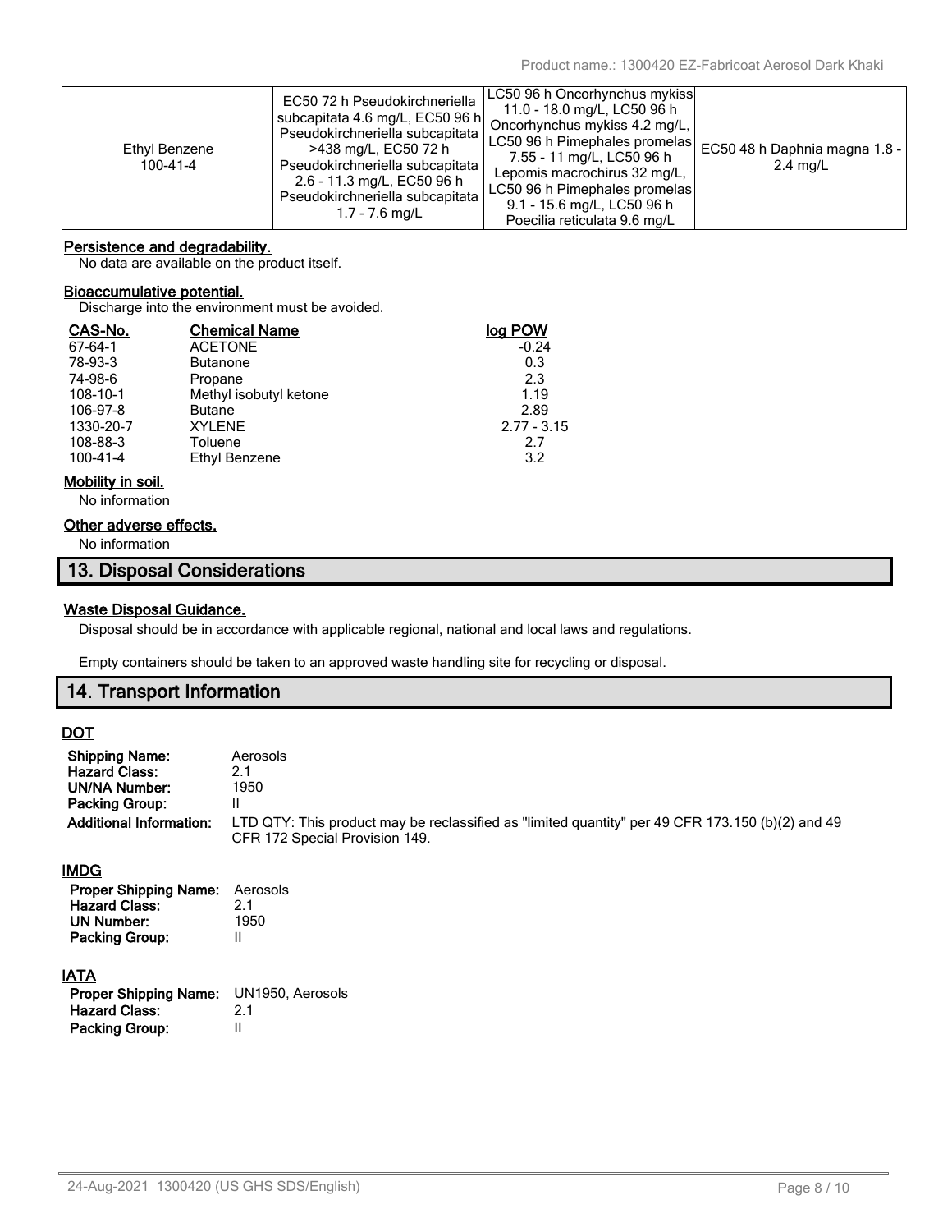| Ethyl Benzene 100-41-4 | EC50 72 h Pseudokirchneriella subcapitata 4.6 mg/L, EC50 96 h Pseudokirchneriella subcapitata >438 mg/L, EC50 72 h Pseudokirchneriella subcapitata 2.6 - 11.3 mg/L, EC50 96 h Pseudokirchneriella subcapitata 1.7 - 7.6 mg/L | LC50 96 h Oncorhynchus mykiss 11.0 - 18.0 mg/L, LC50 96 h Oncorhynchus mykiss 4.2 mg/L, LC50 96 h Pimephales promelas 7.55 - 11 mg/L, LC50 96 h Lepomis macrochirus 32 mg/L, LC50 96 h Pimephales promelas 9.1 - 15.6 mg/L, LC50 96 h Poecilia reticulata 9.6 mg/L | EC50 48 h Daphnia magna 1.8 - 2.4 mg/L |
|---|---|---|---|

**Persistence and degradability.**

No data are available on the product itself.

**Bioaccumulative potential.**

Discharge into the environment must be avoided.

| CAS-No. | Chemical Name | log POW |
|---|---|---|
| 67-64-1 | ACETONE | -0.24 |
| 78-93-3 | Butanone | 0.3 |
| 74-98-6 | Propane | 2.3 |
| 108-10-1 | Methyl isobutyl ketone | 1.19 |
| 106-97-8 | Butane | 2.89 |
| 1330-20-7 | XYLENE | 2.77 - 3.15 |
| 108-88-3 | Toluene | 2.7 |
| 100-41-4 | Ethyl Benzene | 3.2 |

**Mobility in soil.**

No information

**Other adverse effects.**

No information

## 13. Disposal Considerations

**Waste Disposal Guidance.**

Disposal should be in accordance with applicable regional, national and local laws and regulations.

Empty containers should be taken to an approved waste handling site for recycling or disposal.

## 14. Transport Information

**DOT**

**Shipping Name:** Aerosols
**Hazard Class:** 2.1
**UN/NA Number:** 1950
**Packing Group:** II
**Additional Information:** LTD QTY: This product may be reclassified as "limited quantity" per 49 CFR 173.150 (b)(2) and 49 CFR 172 Special Provision 149.

**IMDG**

**Proper Shipping Name:** Aerosols
**Hazard Class:** 2.1
**UN Number:** 1950
**Packing Group:** II

**IATA**

**Proper Shipping Name:** UN1950, Aerosols
**Hazard Class:** 2.1
**Packing Group:** II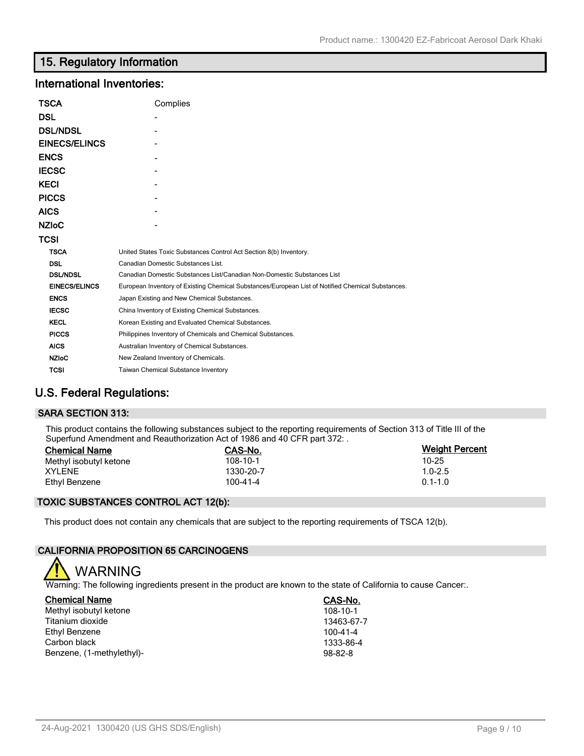## 15. Regulatory Information

### International Inventories:

| | |
|---|---|
| **TSCA** | Complies |
| **DSL** | - |
| **DSL/NDSL** | - |
| **EINECS/ELINCS** | - |
| **ENCS** | - |
| **IECSC** | - |
| **KECI** | - |
| **PICCS** | - |
| **AICS** | - |
| **NZIoC** | - |
| **TCSI** | |

| | |
|---|---|
| **TSCA** | United States Toxic Substances Control Act Section 8(b) Inventory. |
| **DSL** | Canadian Domestic Substances List. |
| **DSL/NDSL** | Canadian Domestic Substances List/Canadian Non-Domestic Substances List |
| **EINECS/ELINCS** | European Inventory of Existing Chemical Substances/European List of Notified Chemical Substances. |
| **ENCS** | Japan Existing and New Chemical Substances. |
| **IECSC** | China Inventory of Existing Chemical Substances. |
| **KECL** | Korean Existing and Evaluated Chemical Substances. |
| **PICCS** | Philippines Inventory of Chemicals and Chemical Substances. |
| **AICS** | Australian Inventory of Chemical Substances. |
| **NZIoC** | New Zealand Inventory of Chemicals. |
| **TCSI** | Taiwan Chemical Substance Inventory |

### U.S. Federal Regulations:

#### SARA SECTION 313:

This product contains the following substances subject to the reporting requirements of Section 313 of Title III of the Superfund Amendment and Reauthorization Act of 1986 and 40 CFR part 372: .

| Chemical Name | CAS-No. | Weight Percent |
|---|---|---|
| Methyl isobutyl ketone | 108-10-1 | 10-25 |
| XYLENE | 1330-20-7 | 1.0-2.5 |
| Ethyl Benzene | 100-41-4 | 0.1-1.0 |

#### TOXIC SUBSTANCES CONTROL ACT 12(b):

This product does not contain any chemicals that are subject to the reporting requirements of TSCA 12(b).

#### CALIFORNIA PROPOSITION 65 CARCINOGENS

**WARNING**

Warning: The following ingredients present in the product are known to the state of California to cause Cancer:.

| Chemical Name | CAS-No. |
|---|---|
| Methyl isobutyl ketone | 108-10-1 |
| Titanium dioxide | 13463-67-7 |
| Ethyl Benzene | 100-41-4 |
| Carbon black | 1333-86-4 |
| Benzene, (1-methylethyl)- | 98-82-8 |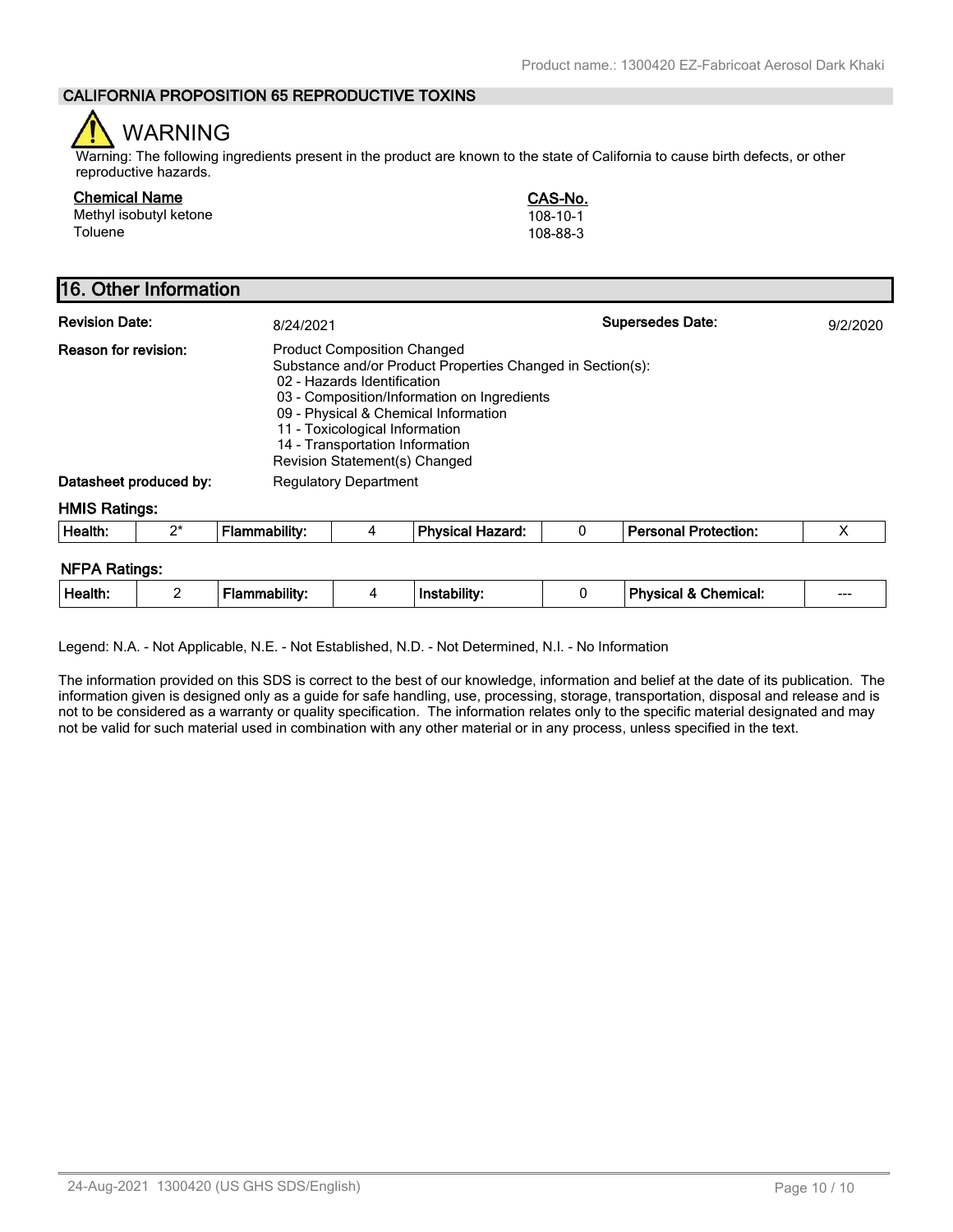### CALIFORNIA PROPOSITION 65 REPRODUCTIVE TOXINS

WARNING

Warning: The following ingredients present in the product are known to the state of California to cause birth defects, or other reproductive hazards.

| Chemical Name | CAS-No. |
|---|---|
| Methyl isobutyl ketone | 108-10-1 |
| Toluene | 108-88-3 |

## 16. Other Information

**Revision Date:** 8/24/2021 **Supersedes Date:** 9/2/2020

**Reason for revision:** Product Composition Changed
Substance and/or Product Properties Changed in Section(s):
02 - Hazards Identification
03 - Composition/Information on Ingredients
09 - Physical & Chemical Information
11 - Toxicological Information
14 - Transportation Information
Revision Statement(s) Changed

**Datasheet produced by:** Regulatory Department

**HMIS Ratings:**

| | | | | | | | |
|---|---|---|---|---|---|---|---|
| **Health:** | 2* | **Flammability:** | 4 | **Physical Hazard:** | 0 | **Personal Protection:** | X |

**NFPA Ratings:**

| | | | | | | | |
|---|---|---|---|---|---|---|---|
| **Health:** | 2 | **Flammability:** | 4 | **Instability:** | 0 | **Physical & Chemical:** | --- |

Legend: N.A. - Not Applicable, N.E. - Not Established, N.D. - Not Determined, N.I. - No Information

The information provided on this SDS is correct to the best of our knowledge, information and belief at the date of its publication. The information given is designed only as a guide for safe handling, use, processing, storage, transportation, disposal and release and is not to be considered as a warranty or quality specification. The information relates only to the specific material designated and may not be valid for such material used in combination with any other material or in any process, unless specified in the text.